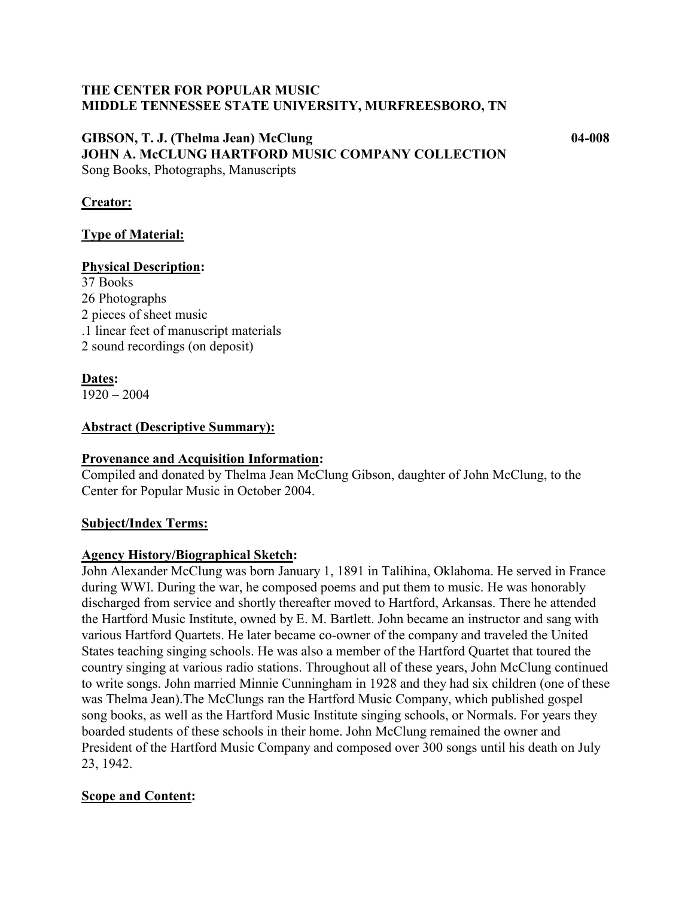**THE CENTER FOR POPULAR MUSIC**
**MIDDLE TENNESSEE STATE UNIVERSITY, MURFREESBORO, TN**

**GIBSON, T. J. (Thelma Jean) McClung** **04-008**
**JOHN A. McCLUNG HARTFORD MUSIC COMPANY COLLECTION**
Song Books, Photographs, Manuscripts

**Creator:**

**Type of Material:**

**Physical Description:**
37 Books
26 Photographs
2 pieces of sheet music
.1 linear feet of manuscript materials
2 sound recordings (on deposit)

**Dates:**
1920 – 2004

**Abstract (Descriptive Summary):**

**Provenance and Acquisition Information:**
Compiled and donated by Thelma Jean McClung Gibson, daughter of John McClung, to the Center for Popular Music in October 2004.

**Subject/Index Terms:**

**Agency History/Biographical Sketch:**
John Alexander McClung was born January 1, 1891 in Talihina, Oklahoma. He served in France during WWI. During the war, he composed poems and put them to music. He was honorably discharged from service and shortly thereafter moved to Hartford, Arkansas. There he attended the Hartford Music Institute, owned by E. M. Bartlett. John became an instructor and sang with various Hartford Quartets. He later became co-owner of the company and traveled the United States teaching singing schools. He was also a member of the Hartford Quartet that toured the country singing at various radio stations. Throughout all of these years, John McClung continued to write songs. John married Minnie Cunningham in 1928 and they had six children (one of these was Thelma Jean).The McClungs ran the Hartford Music Company, which published gospel song books, as well as the Hartford Music Institute singing schools, or Normals. For years they boarded students of these schools in their home. John McClung remained the owner and President of the Hartford Music Company and composed over 300 songs until his death on July 23, 1942.

**Scope and Content:**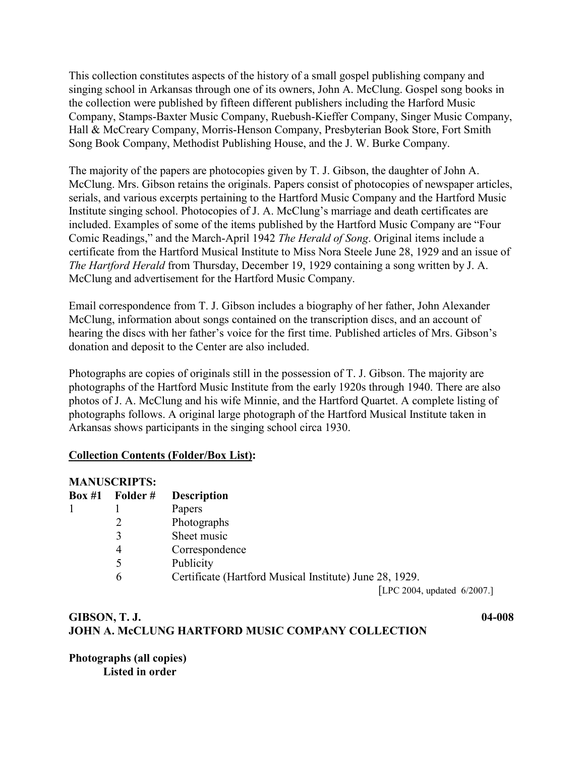This collection constitutes aspects of the history of a small gospel publishing company and singing school in Arkansas through one of its owners, John A. McClung. Gospel song books in the collection were published by fifteen different publishers including the Harford Music Company, Stamps-Baxter Music Company, Ruebush-Kieffer Company, Singer Music Company, Hall & McCreary Company, Morris-Henson Company, Presbyterian Book Store, Fort Smith Song Book Company, Methodist Publishing House, and the J. W. Burke Company.

The majority of the papers are photocopies given by T. J. Gibson, the daughter of John A. McClung. Mrs. Gibson retains the originals. Papers consist of photocopies of newspaper articles, serials, and various excerpts pertaining to the Hartford Music Company and the Hartford Music Institute singing school. Photocopies of J. A. McClung's marriage and death certificates are included. Examples of some of the items published by the Hartford Music Company are "Four Comic Readings," and the March-April 1942 *The Herald of Song*. Original items include a certificate from the Hartford Musical Institute to Miss Nora Steele June 28, 1929 and an issue of *The Hartford Herald* from Thursday, December 19, 1929 containing a song written by J. A. McClung and advertisement for the Hartford Music Company.

Email correspondence from T. J. Gibson includes a biography of her father, John Alexander McClung, information about songs contained on the transcription discs, and an account of hearing the discs with her father's voice for the first time. Published articles of Mrs. Gibson's donation and deposit to the Center are also included.

Photographs are copies of originals still in the possession of T. J. Gibson. The majority are photographs of the Hartford Music Institute from the early 1920s through 1940. There are also photos of J. A. McClung and his wife Minnie, and the Hartford Quartet. A complete listing of photographs follows. A original large photograph of the Hartford Musical Institute taken in Arkansas shows participants in the singing school circa 1930.

**Collection Contents (Folder/Box List):**

**MANUSCRIPTS:**

| **Box #1** | **Folder #** | **Description** |
|---|---|---|
| 1 | 1 | Papers |
| | 2 | Photographs |
| | 3 | Sheet music |
| | 4 | Correspondence |
| | 5 | Publicity |
| | 6 | Certificate (Hartford Musical Institute) June 28, 1929. |

[LPC 2004, updated 6/2007.]

**GIBSON, T. J.** **04-008**
**JOHN A. McCLUNG HARTFORD MUSIC COMPANY COLLECTION**

**Photographs (all copies)**
**Listed in order**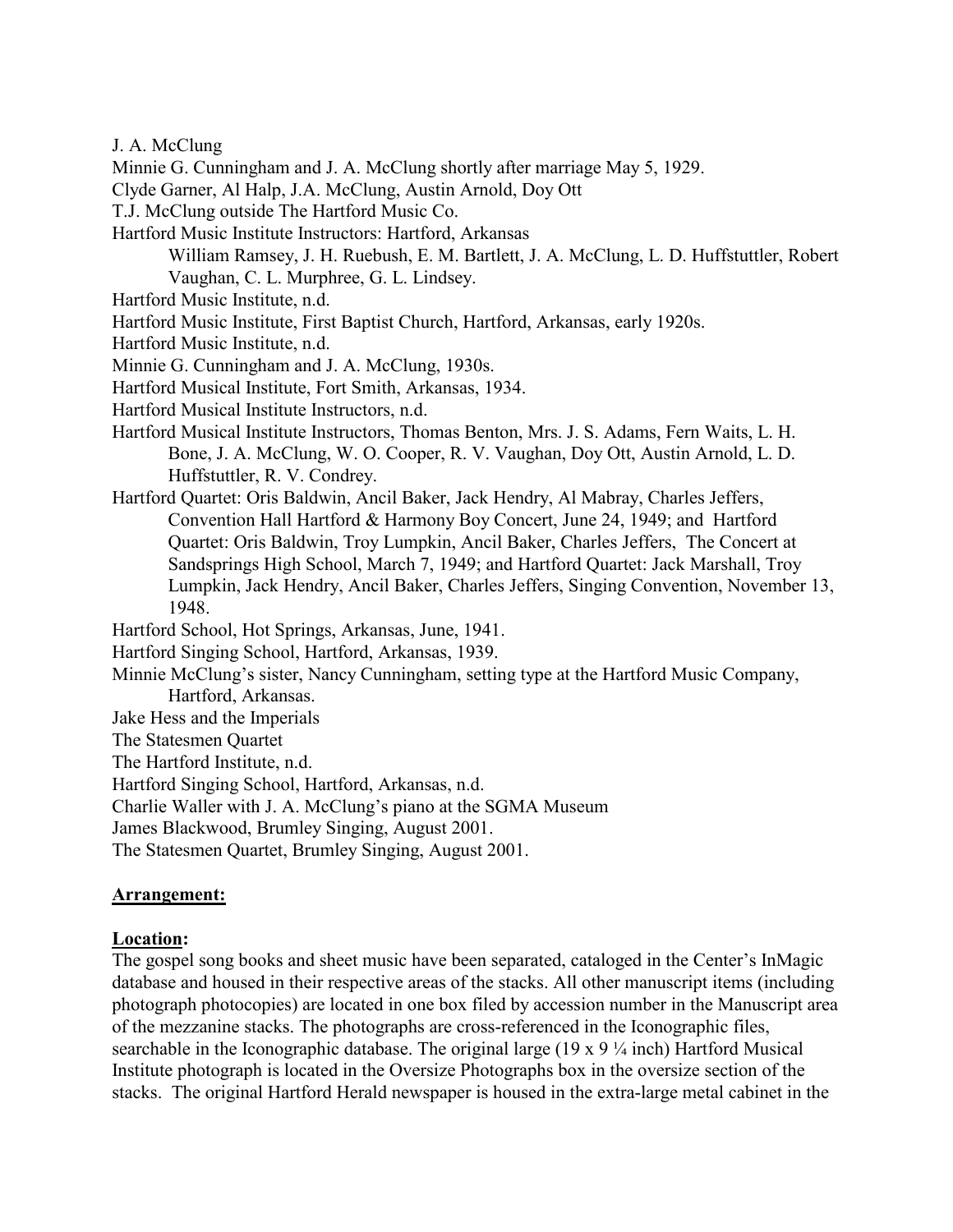J. A. McClung

Minnie G. Cunningham and J. A. McClung shortly after marriage May 5, 1929.

Clyde Garner, Al Halp, J.A. McClung, Austin Arnold, Doy Ott

T.J. McClung outside The Hartford Music Co.

Hartford Music Institute Instructors: Hartford, Arkansas
    William Ramsey, J. H. Ruebush, E. M. Bartlett, J. A. McClung, L. D. Huffstuttler, Robert Vaughan, C. L. Murphree, G. L. Lindsey.

Hartford Music Institute, n.d.

Hartford Music Institute, First Baptist Church, Hartford, Arkansas, early 1920s.

Hartford Music Institute, n.d.

Minnie G. Cunningham and J. A. McClung, 1930s.

Hartford Musical Institute, Fort Smith, Arkansas, 1934.

Hartford Musical Institute Instructors, n.d.

Hartford Musical Institute Instructors, Thomas Benton, Mrs. J. S. Adams, Fern Waits, L. H. Bone, J. A. McClung, W. O. Cooper, R. V. Vaughan, Doy Ott, Austin Arnold, L. D. Huffstuttler, R. V. Condrey.

Hartford Quartet: Oris Baldwin, Ancil Baker, Jack Hendry, Al Mabray, Charles Jeffers, Convention Hall Hartford & Harmony Boy Concert, June 24, 1949; and Hartford Quartet: Oris Baldwin, Troy Lumpkin, Ancil Baker, Charles Jeffers, The Concert at Sandsprings High School, March 7, 1949; and Hartford Quartet: Jack Marshall, Troy Lumpkin, Jack Hendry, Ancil Baker, Charles Jeffers, Singing Convention, November 13, 1948.

Hartford School, Hot Springs, Arkansas, June, 1941.

Hartford Singing School, Hartford, Arkansas, 1939.

Minnie McClung's sister, Nancy Cunningham, setting type at the Hartford Music Company, Hartford, Arkansas.

Jake Hess and the Imperials

The Statesmen Quartet

The Hartford Institute, n.d.

Hartford Singing School, Hartford, Arkansas, n.d.

Charlie Waller with J. A. McClung's piano at the SGMA Museum

James Blackwood, Brumley Singing, August 2001.

The Statesmen Quartet, Brumley Singing, August 2001.

**Arrangement:**

**Location:**

The gospel song books and sheet music have been separated, cataloged in the Center's InMagic database and housed in their respective areas of the stacks. All other manuscript items (including photograph photocopies) are located in one box filed by accession number in the Manuscript area of the mezzanine stacks. The photographs are cross-referenced in the Iconographic files, searchable in the Iconographic database. The original large (19 x 9 ¼ inch) Hartford Musical Institute photograph is located in the Oversize Photographs box in the oversize section of the stacks. The original Hartford Herald newspaper is housed in the extra-large metal cabinet in the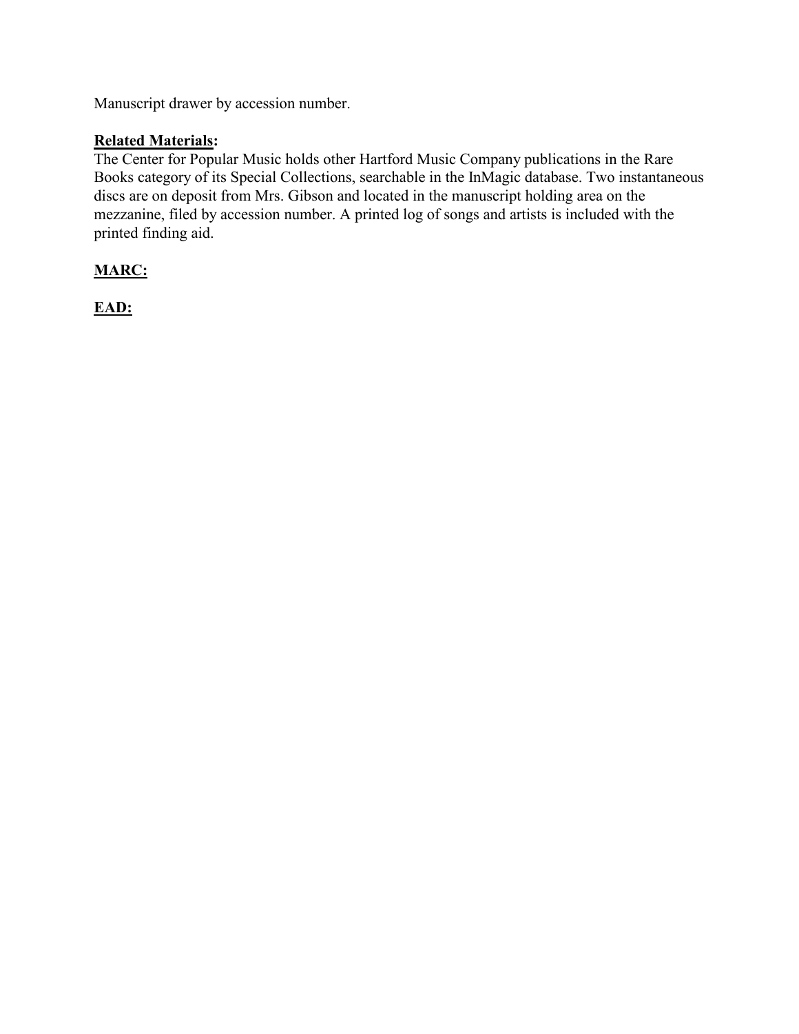Manuscript drawer by accession number.

**Related Materials:**
The Center for Popular Music holds other Hartford Music Company publications in the Rare Books category of its Special Collections, searchable in the InMagic database. Two instantaneous discs are on deposit from Mrs. Gibson and located in the manuscript holding area on the mezzanine, filed by accession number. A printed log of songs and artists is included with the printed finding aid.

**MARC:**

**EAD:**